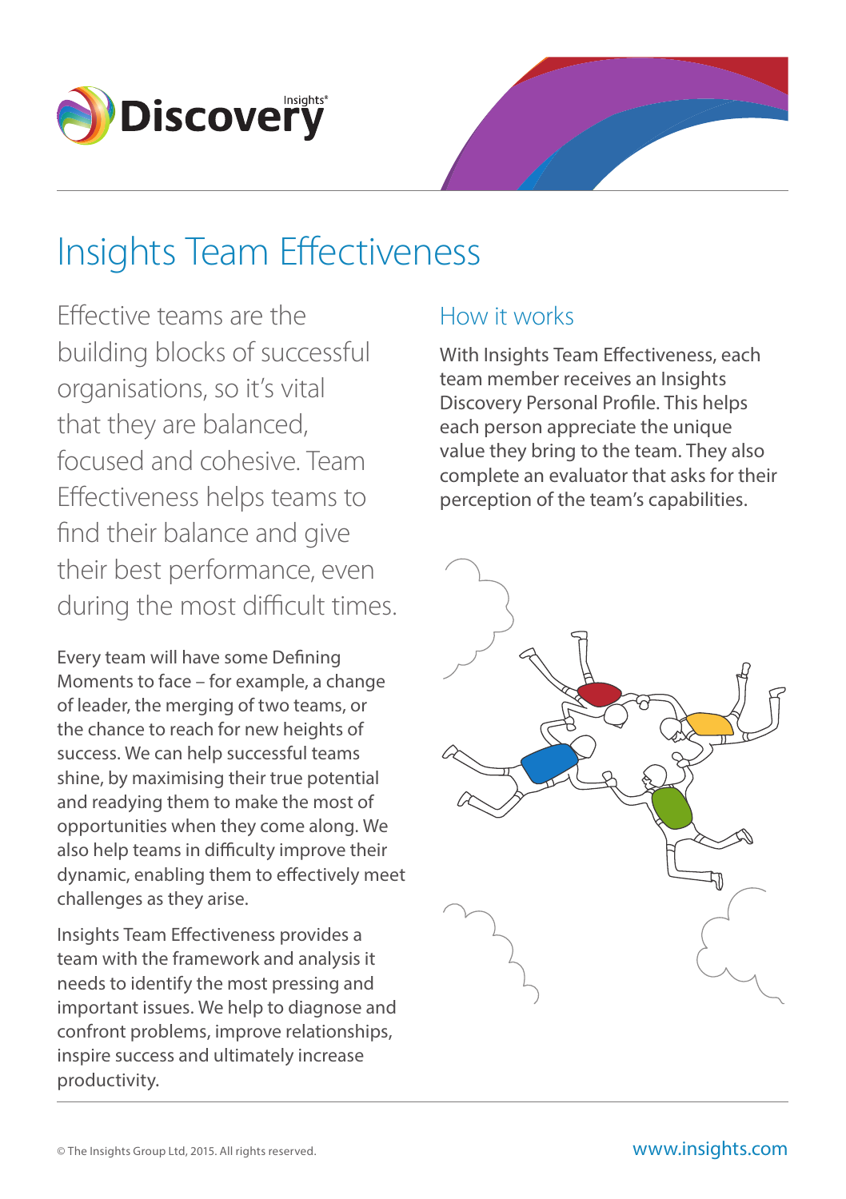# Insights Team Effectiveness

Effective teams are the building blocks of successful organisations, so it's vital that they are balanced, focused and cohesive. Team Effectiveness helps teams to find their balance and give their best performance, even during the most difficult times.

Every team will have some Defining Moments to face – for example, a change of leader, the merging of two teams, or the chance to reach for new heights of success. We can help successful teams shine, by maximising their true potential and readying them to make the most of opportunities when they come along. We also help teams in difficulty improve their dynamic, enabling them to effectively meet challenges as they arise.

Insights Team Effectiveness provides a team with the framework and analysis it needs to identify the most pressing and important issues. We help to diagnose and confront problems, improve relationships, inspire success and ultimately increase productivity.

## How it works

With Insights Team Effectiveness, each team member receives an Insights Discovery Personal Profile. This helps each person appreciate the unique value they bring to the team. They also complete an evaluator that asks for their perception of the team's capabilities.

© The Insights Group Ltd, 2015. All rights reserved.

www.insights.com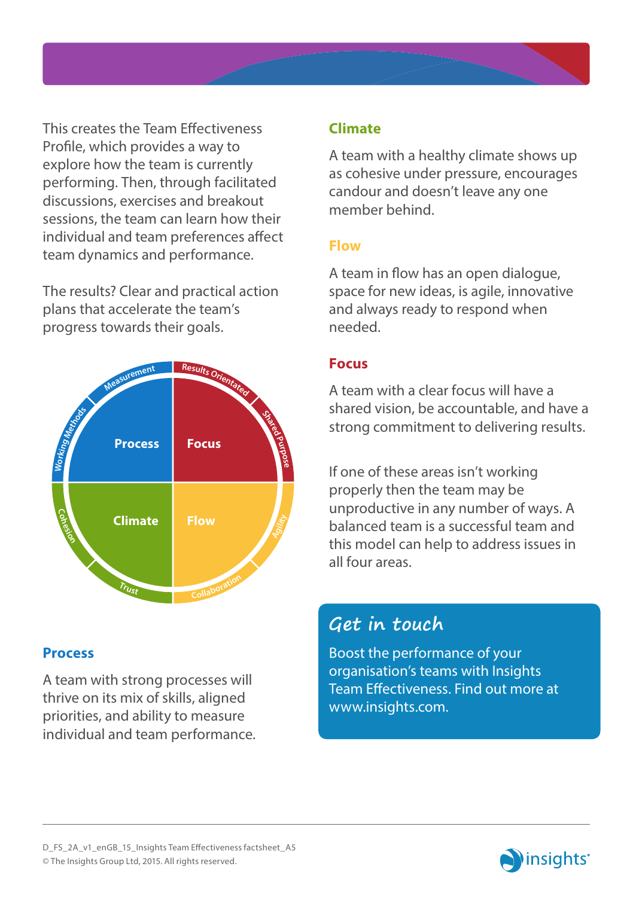This creates the Team Effectiveness Profile, which provides a way to explore how the team is currently performing. Then, through facilitated discussions, exercises and breakout sessions, the team can learn how their individual and team preferences affect team dynamics and performance.

The results? Clear and practical action plans that accelerate the team's progress towards their goals.

Measurement
Results Orientated
Working Methods
Shared Purpose
Process
Focus
Climate
Flow
Cohesion
Agility
Trust
Collaboration

## Process

A team with strong processes will thrive on its mix of skills, aligned priorities, and ability to measure individual and team performance.

## Climate

A team with a healthy climate shows up as cohesive under pressure, encourages candour and doesn't leave any one member behind.

## Flow

A team in flow has an open dialogue, space for new ideas, is agile, innovative and always ready to respond when needed.

## Focus

A team with a clear focus will have a shared vision, be accountable, and have a strong commitment to delivering results.

If one of these areas isn't working properly then the team may be unproductive in any number of ways. A balanced team is a successful team and this model can help to address issues in all four areas.

## Get in touch

Boost the performance of your organisation's teams with Insights Team Effectiveness. Find out more at www.insights.com.

D_FS_2A_v1_enGB_15_Insights Team Effectiveness factsheet_A5
© The Insights Group Ltd, 2015. All rights reserved.